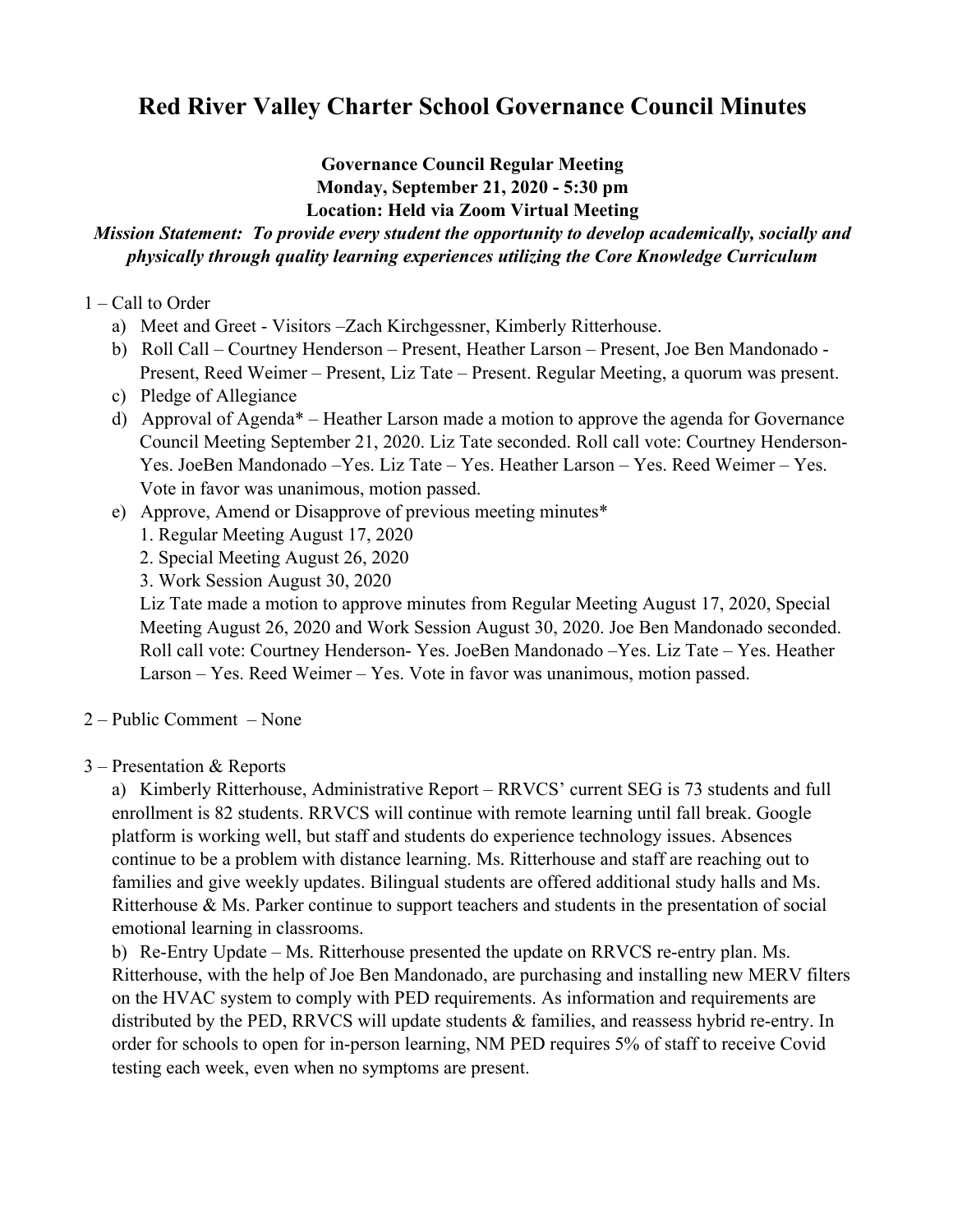# Red River Valley Charter School Governance Council Minutes

**Governance Council Regular Meeting**
**Monday, September 21, 2020 - 5:30 pm**
**Location: Held via Zoom Virtual Meeting**

***Mission Statement: To provide every student the opportunity to develop academically, socially and physically through quality learning experiences utilizing the Core Knowledge Curriculum***

1 – Call to Order

a) Meet and Greet - Visitors –Zach Kirchgessner, Kimberly Ritterhouse.

b) Roll Call – Courtney Henderson – Present, Heather Larson – Present, Joe Ben Mandonado - Present, Reed Weimer – Present, Liz Tate – Present. Regular Meeting, a quorum was present.

c) Pledge of Allegiance

d) Approval of Agenda* – Heather Larson made a motion to approve the agenda for Governance Council Meeting September 21, 2020. Liz Tate seconded. Roll call vote: Courtney Henderson- Yes. JoeBen Mandonado –Yes. Liz Tate – Yes. Heather Larson – Yes. Reed Weimer – Yes. Vote in favor was unanimous, motion passed.

e) Approve, Amend or Disapprove of previous meeting minutes*

1. Regular Meeting August 17, 2020
2. Special Meeting August 26, 2020
3. Work Session August 30, 2020

Liz Tate made a motion to approve minutes from Regular Meeting August 17, 2020, Special Meeting August 26, 2020 and Work Session August 30, 2020. Joe Ben Mandonado seconded. Roll call vote: Courtney Henderson- Yes. JoeBen Mandonado –Yes. Liz Tate – Yes. Heather Larson – Yes. Reed Weimer – Yes. Vote in favor was unanimous, motion passed.

2 – Public Comment – None

3 – Presentation & Reports

a) Kimberly Ritterhouse, Administrative Report – RRVCS' current SEG is 73 students and full enrollment is 82 students. RRVCS will continue with remote learning until fall break. Google platform is working well, but staff and students do experience technology issues. Absences continue to be a problem with distance learning. Ms. Ritterhouse and staff are reaching out to families and give weekly updates. Bilingual students are offered additional study halls and Ms. Ritterhouse & Ms. Parker continue to support teachers and students in the presentation of social emotional learning in classrooms.

b) Re-Entry Update – Ms. Ritterhouse presented the update on RRVCS re-entry plan. Ms. Ritterhouse, with the help of Joe Ben Mandonado, are purchasing and installing new MERV filters on the HVAC system to comply with PED requirements. As information and requirements are distributed by the PED, RRVCS will update students & families, and reassess hybrid re-entry. In order for schools to open for in-person learning, NM PED requires 5% of staff to receive Covid testing each week, even when no symptoms are present.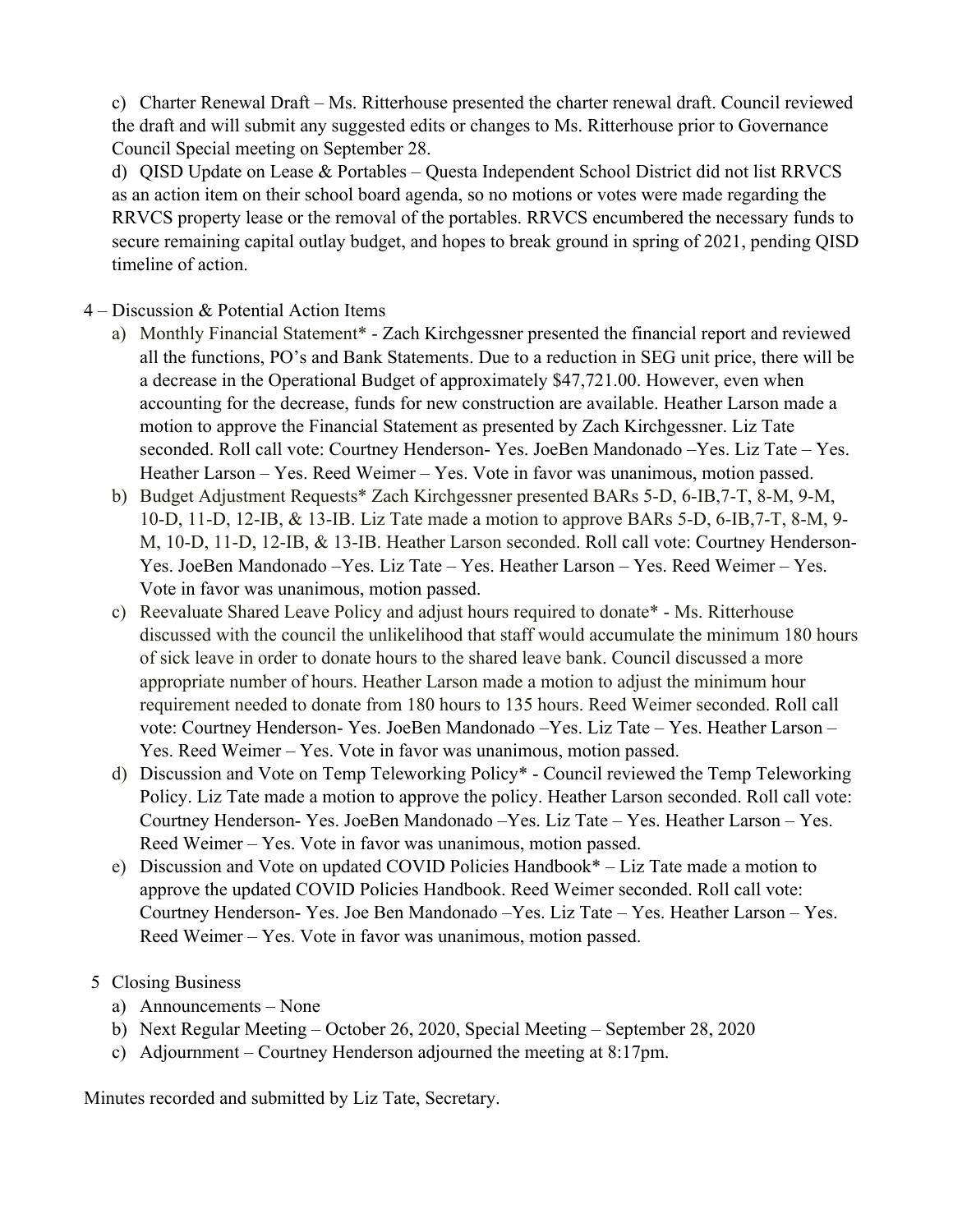c) Charter Renewal Draft – Ms. Ritterhouse presented the charter renewal draft. Council reviewed the draft and will submit any suggested edits or changes to Ms. Ritterhouse prior to Governance Council Special meeting on September 28.

d) QISD Update on Lease & Portables – Questa Independent School District did not list RRVCS as an action item on their school board agenda, so no motions or votes were made regarding the RRVCS property lease or the removal of the portables. RRVCS encumbered the necessary funds to secure remaining capital outlay budget, and hopes to break ground in spring of 2021, pending QISD timeline of action.

4 – Discussion & Potential Action Items

a) Monthly Financial Statement* - Zach Kirchgessner presented the financial report and reviewed all the functions, PO's and Bank Statements. Due to a reduction in SEG unit price, there will be a decrease in the Operational Budget of approximately $47,721.00. However, even when accounting for the decrease, funds for new construction are available. Heather Larson made a motion to approve the Financial Statement as presented by Zach Kirchgessner. Liz Tate seconded. Roll call vote: Courtney Henderson- Yes. JoeBen Mandonado –Yes. Liz Tate – Yes. Heather Larson – Yes. Reed Weimer – Yes. Vote in favor was unanimous, motion passed.

b) Budget Adjustment Requests* Zach Kirchgessner presented BARs 5-D, 6-IB,7-T, 8-M, 9-M, 10-D, 11-D, 12-IB, & 13-IB. Liz Tate made a motion to approve BARs 5-D, 6-IB,7-T, 8-M, 9-M, 10-D, 11-D, 12-IB, & 13-IB. Heather Larson seconded. Roll call vote: Courtney Henderson- Yes. JoeBen Mandonado –Yes. Liz Tate – Yes. Heather Larson – Yes. Reed Weimer – Yes. Vote in favor was unanimous, motion passed.

c) Reevaluate Shared Leave Policy and adjust hours required to donate* - Ms. Ritterhouse discussed with the council the unlikelihood that staff would accumulate the minimum 180 hours of sick leave in order to donate hours to the shared leave bank. Council discussed a more appropriate number of hours. Heather Larson made a motion to adjust the minimum hour requirement needed to donate from 180 hours to 135 hours. Reed Weimer seconded. Roll call vote: Courtney Henderson- Yes. JoeBen Mandonado –Yes. Liz Tate – Yes. Heather Larson – Yes. Reed Weimer – Yes. Vote in favor was unanimous, motion passed.

d) Discussion and Vote on Temp Teleworking Policy* - Council reviewed the Temp Teleworking Policy. Liz Tate made a motion to approve the policy. Heather Larson seconded. Roll call vote: Courtney Henderson- Yes. JoeBen Mandonado –Yes. Liz Tate – Yes. Heather Larson – Yes. Reed Weimer – Yes. Vote in favor was unanimous, motion passed.

e) Discussion and Vote on updated COVID Policies Handbook* – Liz Tate made a motion to approve the updated COVID Policies Handbook. Reed Weimer seconded. Roll call vote: Courtney Henderson- Yes. Joe Ben Mandonado –Yes. Liz Tate – Yes. Heather Larson – Yes. Reed Weimer – Yes. Vote in favor was unanimous, motion passed.

5 Closing Business

a) Announcements – None

b) Next Regular Meeting – October 26, 2020, Special Meeting – September 28, 2020

c) Adjournment – Courtney Henderson adjourned the meeting at 8:17pm.

Minutes recorded and submitted by Liz Tate, Secretary.